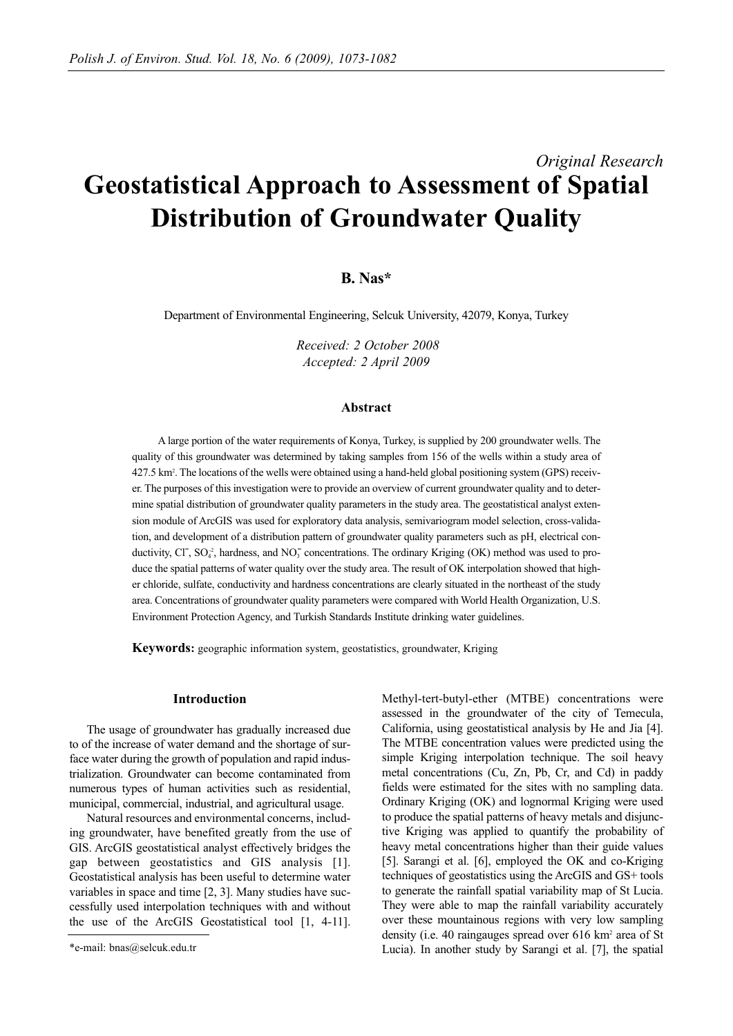*Original Research*

# Geostatistical Approach to Assessment of Spatial Distribution of Groundwater Quality

**B. Nas***

Department of Environmental Engineering, Selcuk University, 42079, Konya, Turkey

*Received: 2 October 2008*
*Accepted: 2 April 2009*

## Abstract

A large portion of the water requirements of Konya, Turkey, is supplied by 200 groundwater wells. The quality of this groundwater was determined by taking samples from 156 of the wells within a study area of 427.5 km$^2$. The locations of the wells were obtained using a hand-held global positioning system (GPS) receiver. The purposes of this investigation were to provide an overview of current groundwater quality and to determine spatial distribution of groundwater quality parameters in the study area. The geostatistical analyst extension module of ArcGIS was used for exploratory data analysis, semivariogram model selection, cross-validation, and development of a distribution pattern of groundwater quality parameters such as pH, electrical conductivity, $Cl^-$, $SO_4^{-2}$, hardness, and $NO_3^-$ concentrations. The ordinary Kriging (OK) method was used to produce the spatial patterns of water quality over the study area. The result of OK interpolation showed that higher chloride, sulfate, conductivity and hardness concentrations are clearly situated in the northeast of the study area. Concentrations of groundwater quality parameters were compared with World Health Organization, U.S. Environment Protection Agency, and Turkish Standards Institute drinking water guidelines.

**Keywords:** geographic information system, geostatistics, groundwater, Kriging

## Introduction

The usage of groundwater has gradually increased due to of the increase of water demand and the shortage of surface water during the growth of population and rapid industrialization. Groundwater can become contaminated from numerous types of human activities such as residential, municipal, commercial, industrial, and agricultural usage.

Natural resources and environmental concerns, including groundwater, have benefited greatly from the use of GIS. ArcGIS geostatistical analyst effectively bridges the gap between geostatistics and GIS analysis [1]. Geostatistical analysis has been useful to determine water variables in space and time [2, 3]. Many studies have successfully used interpolation techniques with and without the use of the ArcGIS Geostatistical tool [1, 4-11]. Methyl-tert-butyl-ether (MTBE) concentrations were assessed in the groundwater of the city of Temecula, California, using geostatistical analysis by He and Jia [4]. The MTBE concentration values were predicted using the simple Kriging interpolation technique. The soil heavy metal concentrations (Cu, Zn, Pb, Cr, and Cd) in paddy fields were estimated for the sites with no sampling data. Ordinary Kriging (OK) and lognormal Kriging were used to produce the spatial patterns of heavy metals and disjunctive Kriging was applied to quantify the probability of heavy metal concentrations higher than their guide values [5]. Sarangi et al. [6], employed the OK and co-Kriging techniques of geostatistics using the ArcGIS and GS+ tools to generate the rainfall spatial variability map of St Lucia. They were able to map the rainfall variability accurately over these mountainous regions with very low sampling density (i.e. 40 raingauges spread over 616 km$^2$ area of St Lucia). In another study by Sarangi et al. [7], the spatial

*e-mail: bnas@selcuk.edu.tr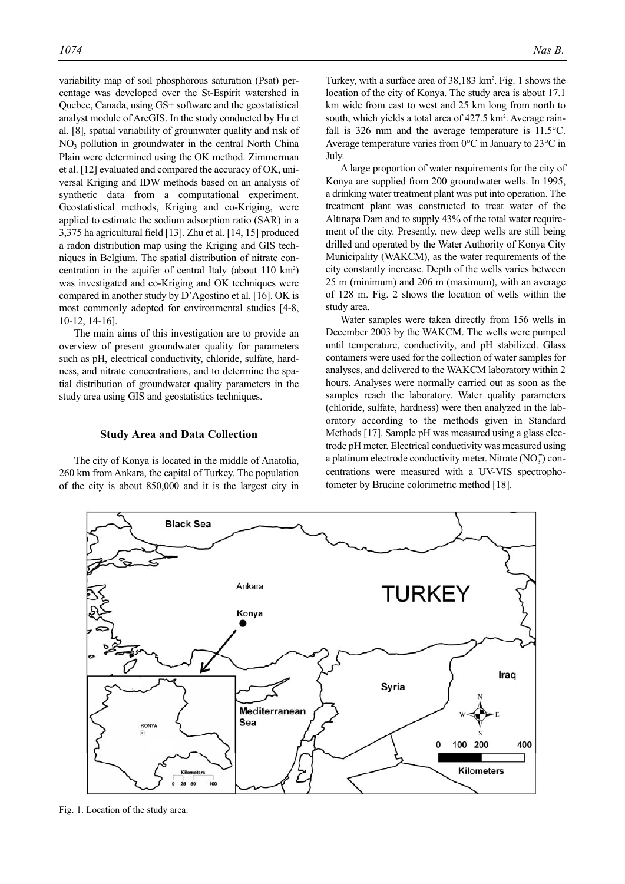variability map of soil phosphorous saturation (Psat) percentage was developed over the St-Espirit watershed in Quebec, Canada, using GS+ software and the geostatistical analyst module of ArcGIS. In the study conducted by Hu et al. [8], spatial variability of grounwater quality and risk of $NO_3$ pollution in groundwater in the central North China Plain were determined using the OK method. Zimmerman et al. [12] evaluated and compared the accuracy of OK, universal Kriging and IDW methods based on an analysis of synthetic data from a computational experiment. Geostatistical methods, Kriging and co-Kriging, were applied to estimate the sodium adsorption ratio (SAR) in a 3,375 ha agricultural field [13]. Zhu et al. [14, 15] produced a radon distribution map using the Kriging and GIS techniques in Belgium. The spatial distribution of nitrate concentration in the aquifer of central Italy (about 110 km$^2$) was investigated and co-Kriging and OK techniques were compared in another study by D'Agostino et al. [16]. OK is most commonly adopted for environmental studies [4-8, 10-12, 14-16].

The main aims of this investigation are to provide an overview of present groundwater quality for parameters such as pH, electrical conductivity, chloride, sulfate, hardness, and nitrate concentrations, and to determine the spatial distribution of groundwater quality parameters in the study area using GIS and geostatistics techniques.

## Study Area and Data Collection

The city of Konya is located in the middle of Anatolia, 260 km from Ankara, the capital of Turkey. The population of the city is about 850,000 and it is the largest city in Turkey, with a surface area of 38,183 km$^2$. Fig. 1 shows the location of the city of Konya. The study area is about 17.1 km wide from east to west and 25 km long from north to south, which yields a total area of 427.5 km$^2$. Average rainfall is 326 mm and the average temperature is 11.5°C. Average temperature varies from 0°C in January to 23°C in July.

A large proportion of water requirements for the city of Konya are supplied from 200 groundwater wells. In 1995, a drinking water treatment plant was put into operation. The treatment plant was constructed to treat water of the Altınapa Dam and to supply 43% of the total water requirement of the city. Presently, new deep wells are still being drilled and operated by the Water Authority of Konya City Municipality (WAKCM), as the water requirements of the city constantly increase. Depth of the wells varies between 25 m (minimum) and 206 m (maximum), with an average of 128 m. Fig. 2 shows the location of wells within the study area.

Water samples were taken directly from 156 wells in December 2003 by the WAKCM. The wells were pumped until temperature, conductivity, and pH stabilized. Glass containers were used for the collection of water samples for analyses, and delivered to the WAKCM laboratory within 2 hours. Analyses were normally carried out as soon as the samples reach the laboratory. Water quality parameters (chloride, sulfate, hardness) were then analyzed in the laboratory according to the methods given in Standard Methods [17]. Sample pH was measured using a glass electrode pH meter. Electrical conductivity was measured using a platinum electrode conductivity meter. Nitrate ($NO_3^-$) concentrations were measured with a UV-VIS spectrophotometer by Brucine colorimetric method [18].

Fig. 1. Location of the study area.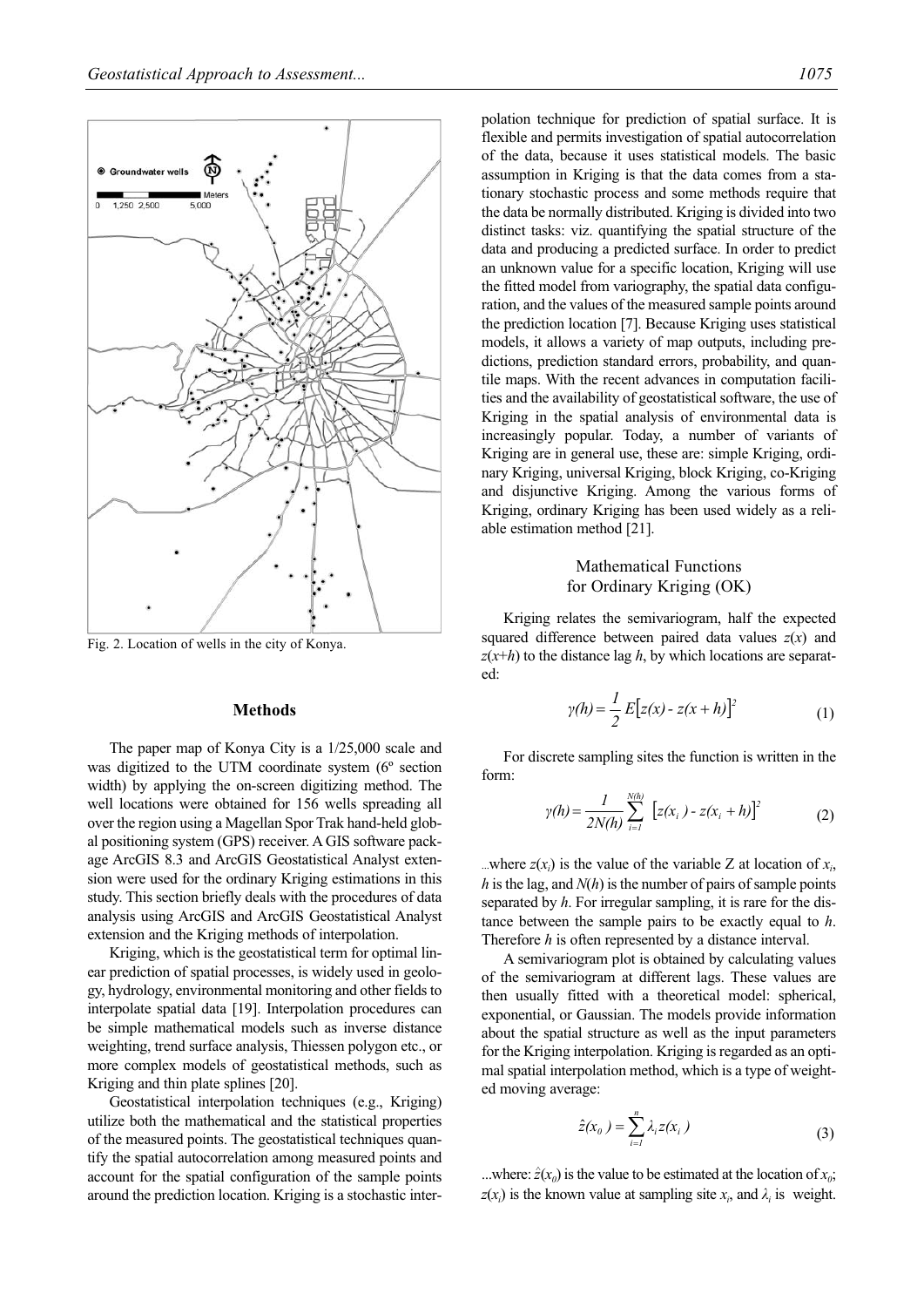Fig. 2. Location of wells in the city of Konya.

## Methods

The paper map of Konya City is a 1/25,000 scale and was digitized to the UTM coordinate system (6º section width) by applying the on-screen digitizing method. The well locations were obtained for 156 wells spreading all over the region using a Magellan Spor Trak hand-held global positioning system (GPS) receiver. A GIS software package ArcGIS 8.3 and ArcGIS Geostatistical Analyst extension were used for the ordinary Kriging estimations in this study. This section briefly deals with the procedures of data analysis using ArcGIS and ArcGIS Geostatistical Analyst extension and the Kriging methods of interpolation.

Kriging, which is the geostatistical term for optimal linear prediction of spatial processes, is widely used in geology, hydrology, environmental monitoring and other fields to interpolate spatial data [19]. Interpolation procedures can be simple mathematical models such as inverse distance weighting, trend surface analysis, Thiessen polygon etc., or more complex models of geostatistical methods, such as Kriging and thin plate splines [20].

Geostatistical interpolation techniques (e.g., Kriging) utilize both the mathematical and the statistical properties of the measured points. The geostatistical techniques quantify the spatial autocorrelation among measured points and account for the spatial configuration of the sample points around the prediction location. Kriging is a stochastic interpolation technique for prediction of spatial surface. It is flexible and permits investigation of spatial autocorrelation of the data, because it uses statistical models. The basic assumption in Kriging is that the data comes from a stationary stochastic process and some methods require that the data be normally distributed. Kriging is divided into two distinct tasks: viz. quantifying the spatial structure of the data and producing a predicted surface. In order to predict an unknown value for a specific location, Kriging will use the fitted model from variography, the spatial data configuration, and the values of the measured sample points around the prediction location [7]. Because Kriging uses statistical models, it allows a variety of map outputs, including predictions, prediction standard errors, probability, and quantile maps. With the recent advances in computation facilities and the availability of geostatistical software, the use of Kriging in the spatial analysis of environmental data is increasingly popular. Today, a number of variants of Kriging are in general use, these are: simple Kriging, ordinary Kriging, universal Kriging, block Kriging, co-Kriging and disjunctive Kriging. Among the various forms of Kriging, ordinary Kriging has been used widely as a reliable estimation method [21].

### Mathematical Functions for Ordinary Kriging (OK)

Kriging relates the semivariogram, half the expected squared difference between paired data values $z(x)$ and $z(x+h)$ to the distance lag $h$, by which locations are separated:

$$\gamma(h) = \frac{1}{2} E\left[z(x) - z(x+h)\right]^2 \tag{1}$$

For discrete sampling sites the function is written in the form:

$$\gamma(h) = \frac{1}{2N(h)} \sum_{i=1}^{N(h)} \left[z(x_i) - z(x_i + h)\right]^2 \tag{2}$$

...where $z(x_i)$ is the value of the variable Z at location of $x_i$, $h$ is the lag, and $N(h)$ is the number of pairs of sample points separated by $h$. For irregular sampling, it is rare for the distance between the sample pairs to be exactly equal to $h$. Therefore $h$ is often represented by a distance interval.

A semivariogram plot is obtained by calculating values of the semivariogram at different lags. These values are then usually fitted with a theoretical model: spherical, exponential, or Gaussian. The models provide information about the spatial structure as well as the input parameters for the Kriging interpolation. Kriging is regarded as an optimal spatial interpolation method, which is a type of weighted moving average:

$$\hat{z}(x_0) = \sum_{i=1}^{n} \lambda_i z(x_i) \tag{3}$$

...where: $\hat{z}(x_0)$ is the value to be estimated at the location of $x_0$; $z(x_i)$ is the known value at sampling site $x_i$, and $\lambda_i$ is weight.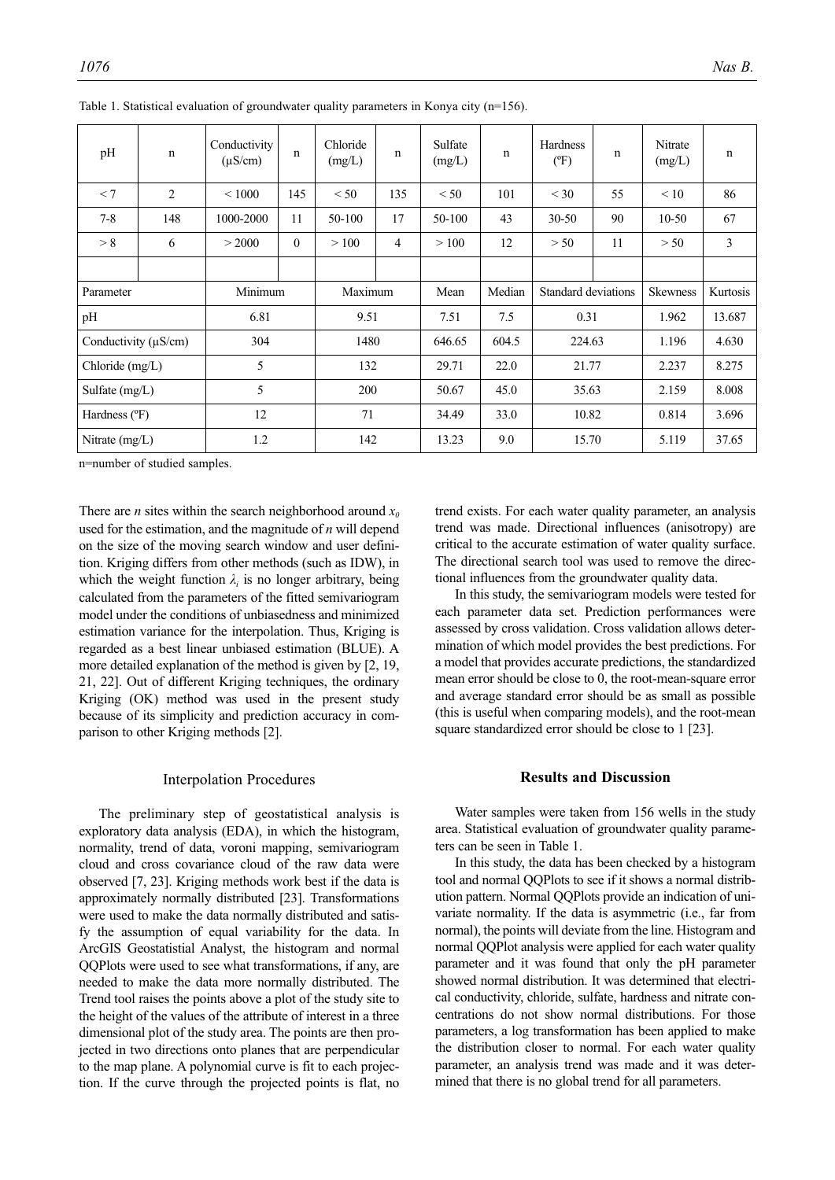Table 1. Statistical evaluation of groundwater quality parameters in Konya city (n=156).

| pH | n | Conductivity (μS/cm) | n | Chloride (mg/L) | n | Sulfate (mg/L) | n | Hardness (ºF) | n | Nitrate (mg/L) | n |
|---|---|---|---|---|---|---|---|---|---|---|---|
| < 7 | 2 | < 1000 | 145 | < 50 | 135 | < 50 | 101 | < 30 | 55 | < 10 | 86 |
| 7-8 | 148 | 1000-2000 | 11 | 50-100 | 17 | 50-100 | 43 | 30-50 | 90 | 10-50 | 67 |
| > 8 | 6 | > 2000 | 0 | > 100 | 4 | > 100 | 12 | > 50 | 11 | > 50 | 3 |

| Parameter | Minimum | Maximum | Mean | Median | Standard deviations | Skewness | Kurtosis |
|---|---|---|---|---|---|---|---|
| pH | 6.81 | 9.51 | 7.51 | 7.5 | 0.31 | 1.962 | 13.687 |
| Conductivity (μS/cm) | 304 | 1480 | 646.65 | 604.5 | 224.63 | 1.196 | 4.630 |
| Chloride (mg/L) | 5 | 132 | 29.71 | 22.0 | 21.77 | 2.237 | 8.275 |
| Sulfate (mg/L) | 5 | 200 | 50.67 | 45.0 | 35.63 | 2.159 | 8.008 |
| Hardness (ºF) | 12 | 71 | 34.49 | 33.0 | 10.82 | 0.814 | 3.696 |
| Nitrate (mg/L) | 1.2 | 142 | 13.23 | 9.0 | 15.70 | 5.119 | 37.65 |

n=number of studied samples.

There are *n* sites within the search neighborhood around $x_0$ used for the estimation, and the magnitude of *n* will depend on the size of the moving search window and user definition. Kriging differs from other methods (such as IDW), in which the weight function $\lambda_i$ is no longer arbitrary, being calculated from the parameters of the fitted semivariogram model under the conditions of unbiasedness and minimized estimation variance for the interpolation. Thus, Kriging is regarded as a best linear unbiased estimation (BLUE). A more detailed explanation of the method is given by [2, 19, 21, 22]. Out of different Kriging techniques, the ordinary Kriging (OK) method was used in the present study because of its simplicity and prediction accuracy in comparison to other Kriging methods [2].

## Interpolation Procedures

The preliminary step of geostatistical analysis is exploratory data analysis (EDA), in which the histogram, normality, trend of data, voroni mapping, semivariogram cloud and cross covariance cloud of the raw data were observed [7, 23]. Kriging methods work best if the data is approximately normally distributed [23]. Transformations were used to make the data normally distributed and satisfy the assumption of equal variability for the data. In ArcGIS Geostatistial Analyst, the histogram and normal QQPlots were used to see what transformations, if any, are needed to make the data more normally distributed. The Trend tool raises the points above a plot of the study site to the height of the values of the attribute of interest in a three dimensional plot of the study area. The points are then projected in two directions onto planes that are perpendicular to the map plane. A polynomial curve is fit to each projection. If the curve through the projected points is flat, no trend exists. For each water quality parameter, an analysis trend was made. Directional influences (anisotropy) are critical to the accurate estimation of water quality surface. The directional search tool was used to remove the directional influences from the groundwater quality data.

In this study, the semivariogram models were tested for each parameter data set. Prediction performances were assessed by cross validation. Cross validation allows determination of which model provides the best predictions. For a model that provides accurate predictions, the standardized mean error should be close to 0, the root-mean-square error and average standard error should be as small as possible (this is useful when comparing models), and the root-mean square standardized error should be close to 1 [23].

## Results and Discussion

Water samples were taken from 156 wells in the study area. Statistical evaluation of groundwater quality parameters can be seen in Table 1.

In this study, the data has been checked by a histogram tool and normal QQPlots to see if it shows a normal distribution pattern. Normal QQPlots provide an indication of univariate normality. If the data is asymmetric (i.e., far from normal), the points will deviate from the line. Histogram and normal QQPlot analysis were applied for each water quality parameter and it was found that only the pH parameter showed normal distribution. It was determined that electrical conductivity, chloride, sulfate, hardness and nitrate concentrations do not show normal distributions. For those parameters, a log transformation has been applied to make the distribution closer to normal. For each water quality parameter, an analysis trend was made and it was determined that there is no global trend for all parameters.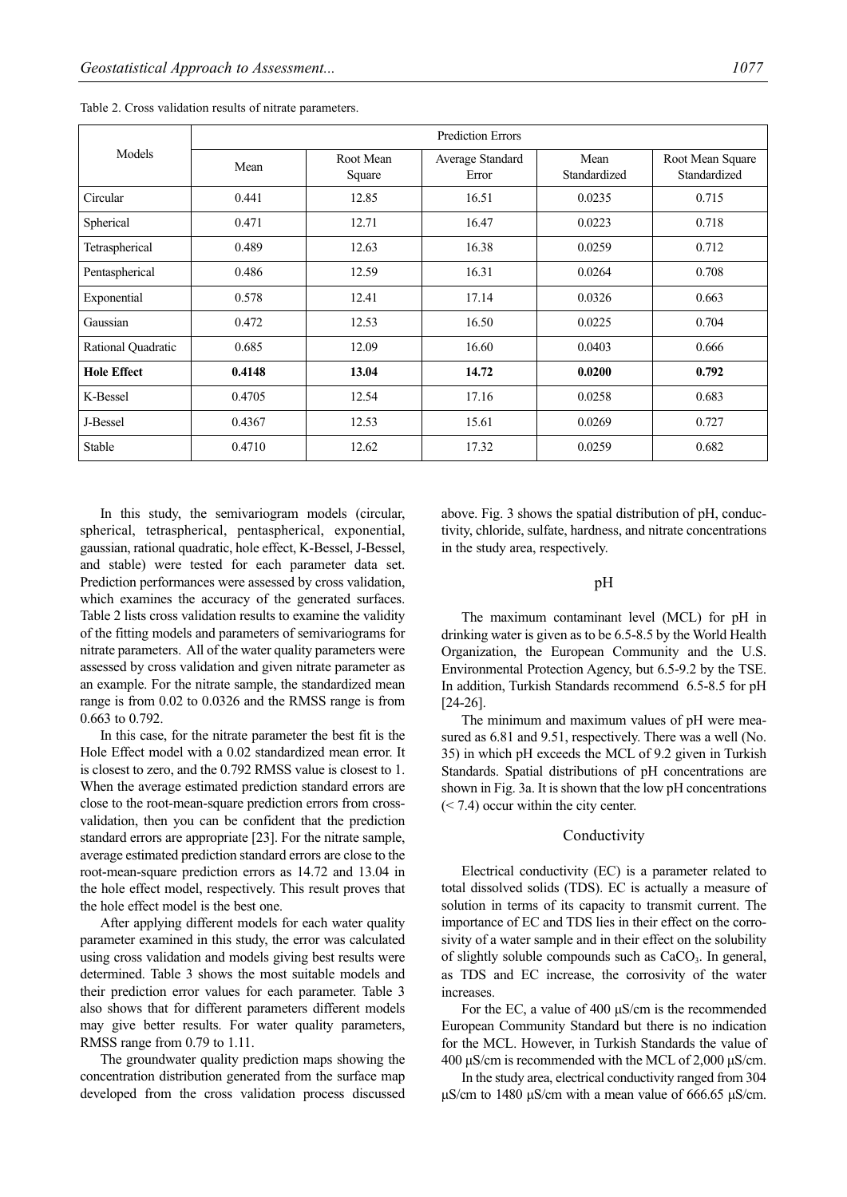Table 2. Cross validation results of nitrate parameters.

| Models | Prediction Errors | | | | |
|---|---|---|---|---|---|
| | Mean | Root Mean Square | Average Standard Error | Mean Standardized | Root Mean Square Standardized |
| Circular | 0.441 | 12.85 | 16.51 | 0.0235 | 0.715 |
| Spherical | 0.471 | 12.71 | 16.47 | 0.0223 | 0.718 |
| Tetraspherical | 0.489 | 12.63 | 16.38 | 0.0259 | 0.712 |
| Pentaspherical | 0.486 | 12.59 | 16.31 | 0.0264 | 0.708 |
| Exponential | 0.578 | 12.41 | 17.14 | 0.0326 | 0.663 |
| Gaussian | 0.472 | 12.53 | 16.50 | 0.0225 | 0.704 |
| Rational Quadratic | 0.685 | 12.09 | 16.60 | 0.0403 | 0.666 |
| **Hole Effect** | **0.4148** | **13.04** | **14.72** | **0.0200** | **0.792** |
| K-Bessel | 0.4705 | 12.54 | 17.16 | 0.0258 | 0.683 |
| J-Bessel | 0.4367 | 12.53 | 15.61 | 0.0269 | 0.727 |
| Stable | 0.4710 | 12.62 | 17.32 | 0.0259 | 0.682 |

In this study, the semivariogram models (circular, spherical, tetraspherical, pentaspherical, exponential, gaussian, rational quadratic, hole effect, K-Bessel, J-Bessel, and stable) were tested for each parameter data set. Prediction performances were assessed by cross validation, which examines the accuracy of the generated surfaces. Table 2 lists cross validation results to examine the validity of the fitting models and parameters of semivariograms for nitrate parameters. All of the water quality parameters were assessed by cross validation and given nitrate parameter as an example. For the nitrate sample, the standardized mean range is from 0.02 to 0.0326 and the RMSS range is from 0.663 to 0.792.

In this case, for the nitrate parameter the best fit is the Hole Effect model with a 0.02 standardized mean error. It is closest to zero, and the 0.792 RMSS value is closest to 1. When the average estimated prediction standard errors are close to the root-mean-square prediction errors from cross-validation, then you can be confident that the prediction standard errors are appropriate [23]. For the nitrate sample, average estimated prediction standard errors are close to the root-mean-square prediction errors as 14.72 and 13.04 in the hole effect model, respectively. This result proves that the hole effect model is the best one.

After applying different models for each water quality parameter examined in this study, the error was calculated using cross validation and models giving best results were determined. Table 3 shows the most suitable models and their prediction error values for each parameter. Table 3 also shows that for different parameters different models may give better results. For water quality parameters, RMSS range from 0.79 to 1.11.

The groundwater quality prediction maps showing the concentration distribution generated from the surface map developed from the cross validation process discussed above. Fig. 3 shows the spatial distribution of pH, conductivity, chloride, sulfate, hardness, and nitrate concentrations in the study area, respectively.

## pH

The maximum contaminant level (MCL) for pH in drinking water is given as to be 6.5-8.5 by the World Health Organization, the European Community and the U.S. Environmental Protection Agency, but 6.5-9.2 by the TSE. In addition, Turkish Standards recommend 6.5-8.5 for pH [24-26].

The minimum and maximum values of pH were measured as 6.81 and 9.51, respectively. There was a well (No. 35) in which pH exceeds the MCL of 9.2 given in Turkish Standards. Spatial distributions of pH concentrations are shown in Fig. 3a. It is shown that the low pH concentrations (< 7.4) occur within the city center.

## Conductivity

Electrical conductivity (EC) is a parameter related to total dissolved solids (TDS). EC is actually a measure of solution in terms of its capacity to transmit current. The importance of EC and TDS lies in their effect on the corrosivity of a water sample and in their effect on the solubility of slightly soluble compounds such as $CaCO_3$. In general, as TDS and EC increase, the corrosivity of the water increases.

For the EC, a value of 400 μS/cm is the recommended European Community Standard but there is no indication for the MCL. However, in Turkish Standards the value of 400 μS/cm is recommended with the MCL of 2,000 μS/cm.

In the study area, electrical conductivity ranged from 304 μS/cm to 1480 μS/cm with a mean value of 666.65 μS/cm.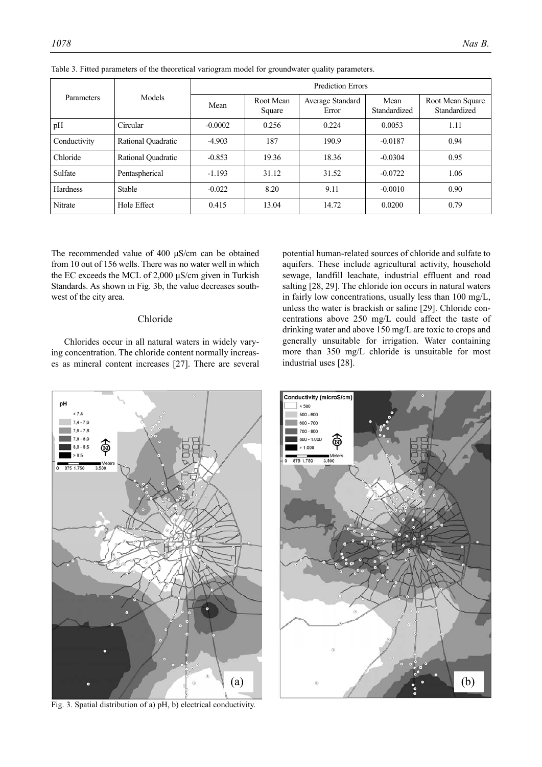Table 3. Fitted parameters of the theoretical variogram model for groundwater quality parameters.

| Parameters | Models | Prediction Errors | | | | |
|---|---|---|---|---|---|---|
| | | Mean | Root Mean Square | Average Standard Error | Mean Standardized | Root Mean Square Standardized |
| pH | Circular | -0.0002 | 0.256 | 0.224 | 0.0053 | 1.11 |
| Conductivity | Rational Quadratic | -4.903 | 187 | 190.9 | -0.0187 | 0.94 |
| Chloride | Rational Quadratic | -0.853 | 19.36 | 18.36 | -0.0304 | 0.95 |
| Sulfate | Pentaspherical | -1.193 | 31.12 | 31.52 | -0.0722 | 1.06 |
| Hardness | Stable | -0.022 | 8.20 | 9.11 | -0.0010 | 0.90 |
| Nitrate | Hole Effect | 0.415 | 13.04 | 14.72 | 0.0200 | 0.79 |

The recommended value of 400 μS/cm can be obtained from 10 out of 156 wells. There was no water well in which the EC exceeds the MCL of 2,000 μS/cm given in Turkish Standards. As shown in Fig. 3b, the value decreases southwest of the city area.

## Chloride

Chlorides occur in all natural waters in widely varying concentration. The chloride content normally increases as mineral content increases [27]. There are several potential human-related sources of chloride and sulfate to aquifers. These include agricultural activity, household sewage, landfill leachate, industrial effluent and road salting [28, 29]. The chloride ion occurs in natural waters in fairly low concentrations, usually less than 100 mg/L, unless the water is brackish or saline [29]. Chloride concentrations above 250 mg/L could affect the taste of drinking water and above 150 mg/L are toxic to crops and generally unsuitable for irrigation. Water containing more than 350 mg/L chloride is unsuitable for most industrial uses [28].

Fig. 3. Spatial distribution of a) pH, b) electrical conductivity.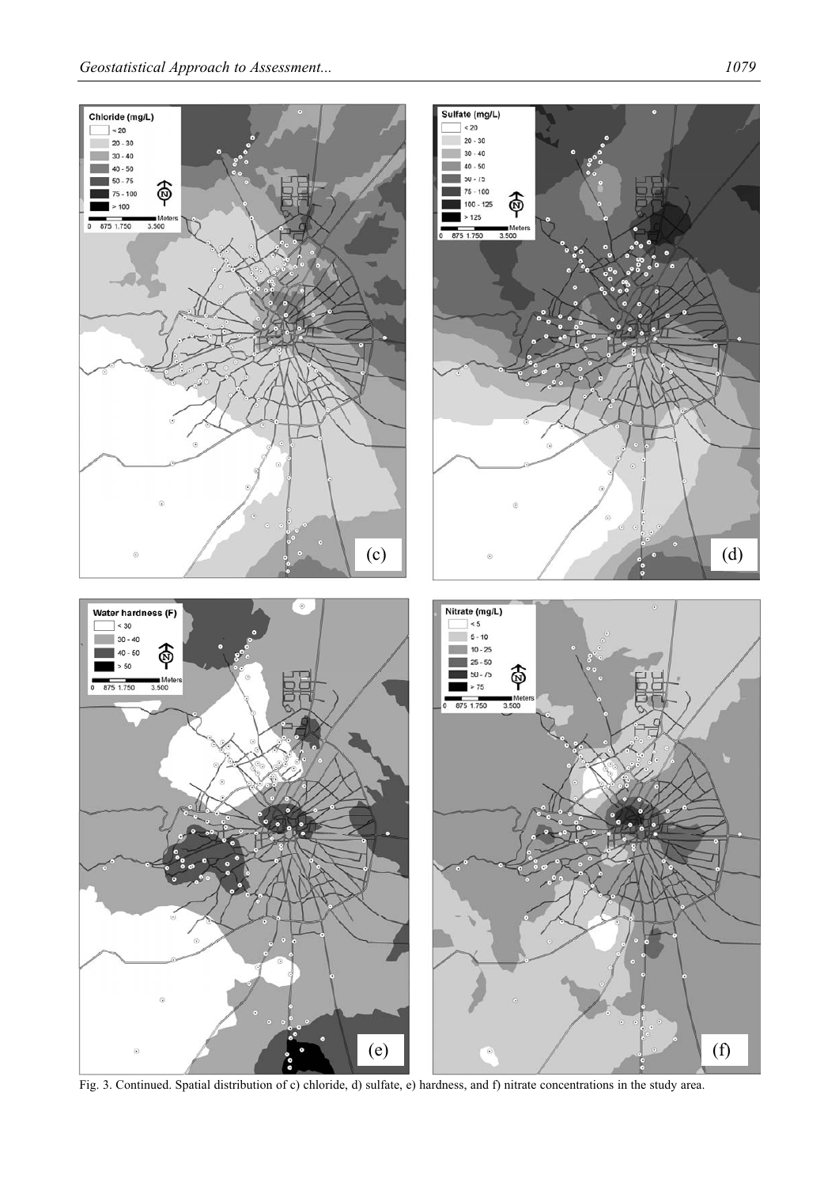Fig. 3. Continued. Spatial distribution of c) chloride, d) sulfate, e) hardness, and f) nitrate concentrations in the study area.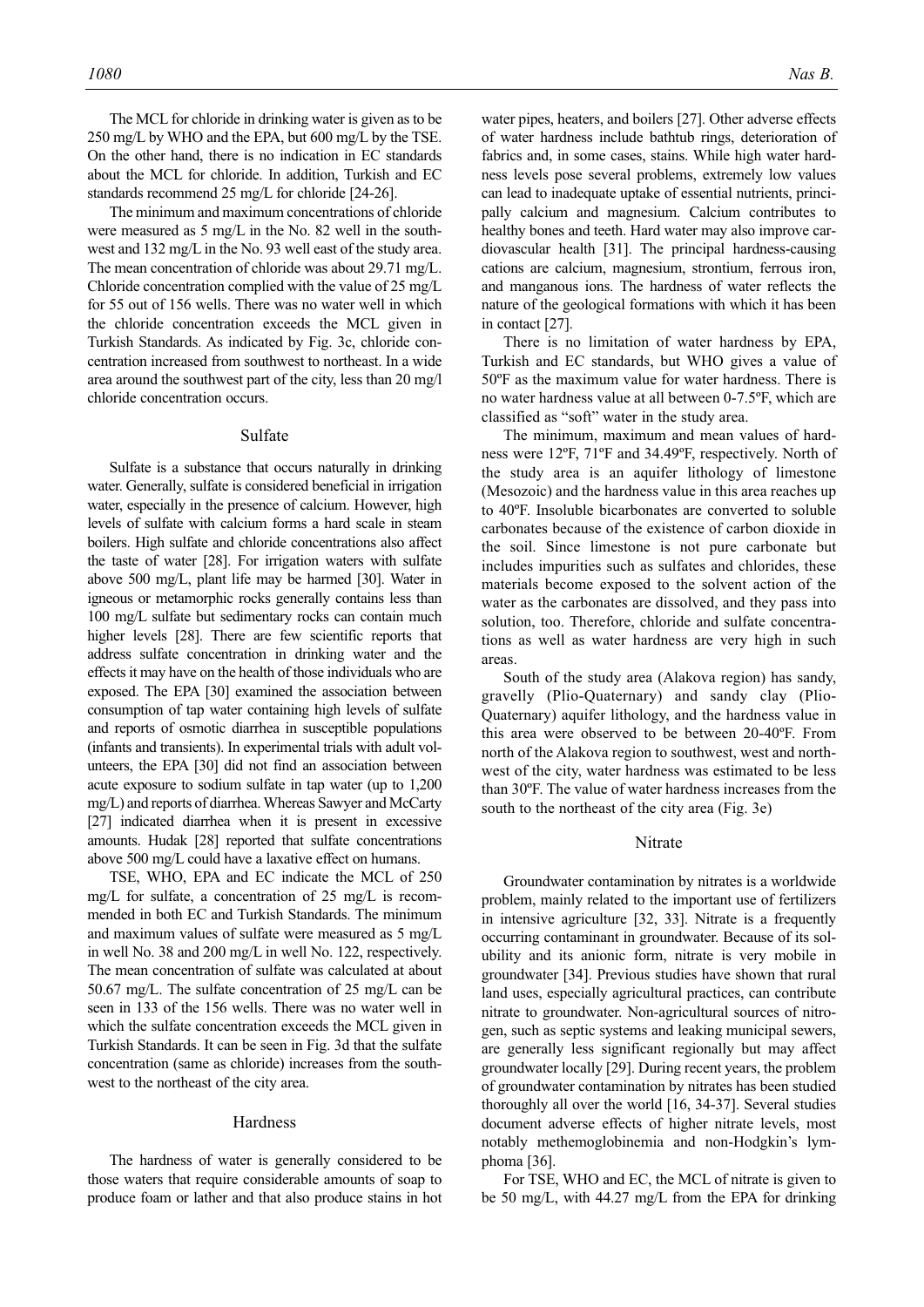The MCL for chloride in drinking water is given as to be 250 mg/L by WHO and the EPA, but 600 mg/L by the TSE. On the other hand, there is no indication in EC standards about the MCL for chloride. In addition, Turkish and EC standards recommend 25 mg/L for chloride [24-26].

The minimum and maximum concentrations of chloride were measured as 5 mg/L in the No. 82 well in the southwest and 132 mg/L in the No. 93 well east of the study area. The mean concentration of chloride was about 29.71 mg/L. Chloride concentration complied with the value of 25 mg/L for 55 out of 156 wells. There was no water well in which the chloride concentration exceeds the MCL given in Turkish Standards. As indicated by Fig. 3c, chloride concentration increased from southwest to northeast. In a wide area around the southwest part of the city, less than 20 mg/l chloride concentration occurs.

## Sulfate

Sulfate is a substance that occurs naturally in drinking water. Generally, sulfate is considered beneficial in irrigation water, especially in the presence of calcium. However, high levels of sulfate with calcium forms a hard scale in steam boilers. High sulfate and chloride concentrations also affect the taste of water [28]. For irrigation waters with sulfate above 500 mg/L, plant life may be harmed [30]. Water in igneous or metamorphic rocks generally contains less than 100 mg/L sulfate but sedimentary rocks can contain much higher levels [28]. There are few scientific reports that address sulfate concentration in drinking water and the effects it may have on the health of those individuals who are exposed. The EPA [30] examined the association between consumption of tap water containing high levels of sulfate and reports of osmotic diarrhea in susceptible populations (infants and transients). In experimental trials with adult volunteers, the EPA [30] did not find an association between acute exposure to sodium sulfate in tap water (up to 1,200 mg/L) and reports of diarrhea. Whereas Sawyer and McCarty [27] indicated diarrhea when it is present in excessive amounts. Hudak [28] reported that sulfate concentrations above 500 mg/L could have a laxative effect on humans.

TSE, WHO, EPA and EC indicate the MCL of 250 mg/L for sulfate, a concentration of 25 mg/L is recommended in both EC and Turkish Standards. The minimum and maximum values of sulfate were measured as 5 mg/L in well No. 38 and 200 mg/L in well No. 122, respectively. The mean concentration of sulfate was calculated at about 50.67 mg/L. The sulfate concentration of 25 mg/L can be seen in 133 of the 156 wells. There was no water well in which the sulfate concentration exceeds the MCL given in Turkish Standards. It can be seen in Fig. 3d that the sulfate concentration (same as chloride) increases from the southwest to the northeast of the city area.

## Hardness

The hardness of water is generally considered to be those waters that require considerable amounts of soap to produce foam or lather and that also produce stains in hot water pipes, heaters, and boilers [27]. Other adverse effects of water hardness include bathtub rings, deterioration of fabrics and, in some cases, stains. While high water hardness levels pose several problems, extremely low values can lead to inadequate uptake of essential nutrients, principally calcium and magnesium. Calcium contributes to healthy bones and teeth. Hard water may also improve cardiovascular health [31]. The principal hardness-causing cations are calcium, magnesium, strontium, ferrous iron, and manganous ions. The hardness of water reflects the nature of the geological formations with which it has been in contact [27].

There is no limitation of water hardness by EPA, Turkish and EC standards, but WHO gives a value of 50ºF as the maximum value for water hardness. There is no water hardness value at all between 0-7.5ºF, which are classified as "soft" water in the study area.

The minimum, maximum and mean values of hardness were 12ºF, 71ºF and 34.49ºF, respectively. North of the study area is an aquifer lithology of limestone (Mesozoic) and the hardness value in this area reaches up to 40ºF. Insoluble bicarbonates are converted to soluble carbonates because of the existence of carbon dioxide in the soil. Since limestone is not pure carbonate but includes impurities such as sulfates and chlorides, these materials become exposed to the solvent action of the water as the carbonates are dissolved, and they pass into solution, too. Therefore, chloride and sulfate concentrations as well as water hardness are very high in such areas.

South of the study area (Alakova region) has sandy, gravelly (Plio-Quaternary) and sandy clay (Plio-Quaternary) aquifer lithology, and the hardness value in this area were observed to be between 20-40ºF. From north of the Alakova region to southwest, west and northwest of the city, water hardness was estimated to be less than 30ºF. The value of water hardness increases from the south to the northeast of the city area (Fig. 3e)

## Nitrate

Groundwater contamination by nitrates is a worldwide problem, mainly related to the important use of fertilizers in intensive agriculture [32, 33]. Nitrate is a frequently occurring contaminant in groundwater. Because of its solubility and its anionic form, nitrate is very mobile in groundwater [34]. Previous studies have shown that rural land uses, especially agricultural practices, can contribute nitrate to groundwater. Non-agricultural sources of nitrogen, such as septic systems and leaking municipal sewers, are generally less significant regionally but may affect groundwater locally [29]. During recent years, the problem of groundwater contamination by nitrates has been studied thoroughly all over the world [16, 34-37]. Several studies document adverse effects of higher nitrate levels, most notably methemoglobinemia and non-Hodgkin's lymphoma [36].

For TSE, WHO and EC, the MCL of nitrate is given to be 50 mg/L, with 44.27 mg/L from the EPA for drinking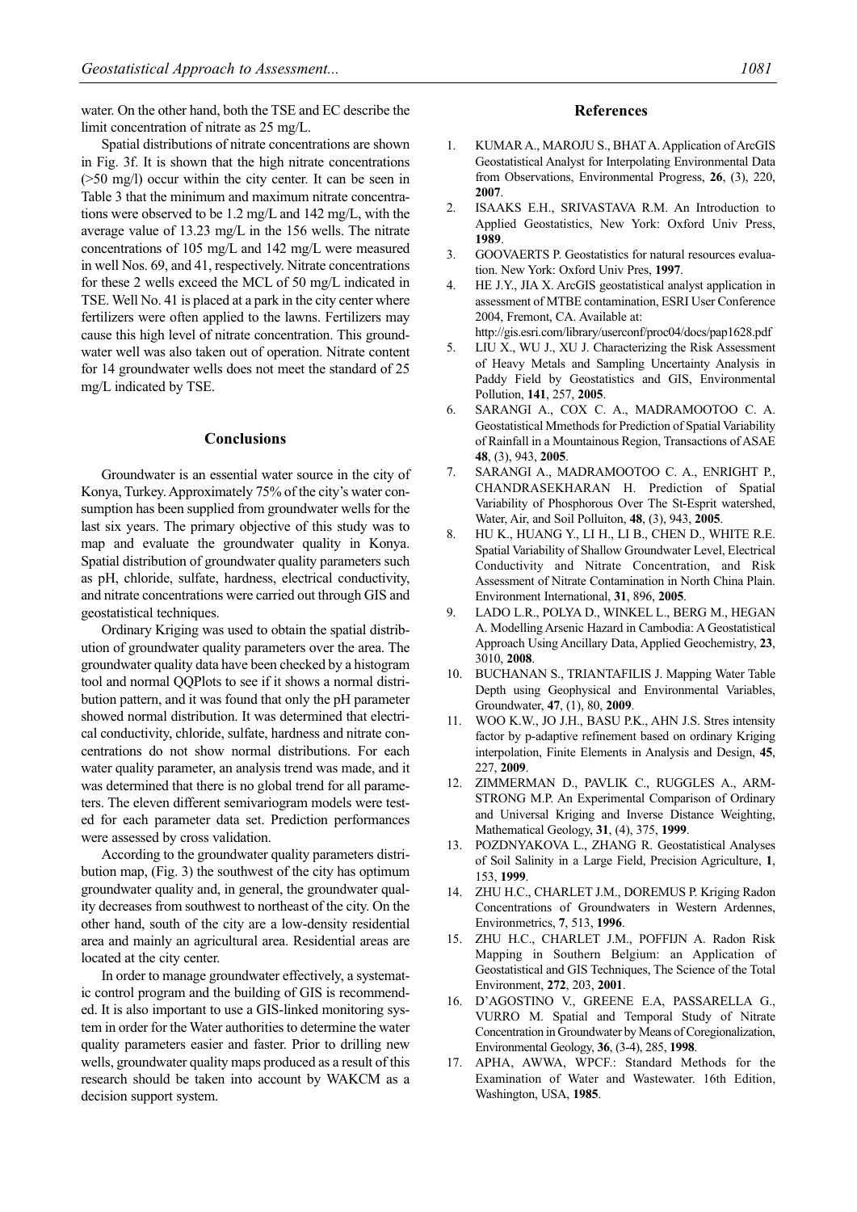water. On the other hand, both the TSE and EC describe the limit concentration of nitrate as 25 mg/L.

Spatial distributions of nitrate concentrations are shown in Fig. 3f. It is shown that the high nitrate concentrations (>50 mg/l) occur within the city center. It can be seen in Table 3 that the minimum and maximum nitrate concentrations were observed to be 1.2 mg/L and 142 mg/L, with the average value of 13.23 mg/L in the 156 wells. The nitrate concentrations of 105 mg/L and 142 mg/L were measured in well Nos. 69, and 41, respectively. Nitrate concentrations for these 2 wells exceed the MCL of 50 mg/L indicated in TSE. Well No. 41 is placed at a park in the city center where fertilizers were often applied to the lawns. Fertilizers may cause this high level of nitrate concentration. This groundwater well was also taken out of operation. Nitrate content for 14 groundwater wells does not meet the standard of 25 mg/L indicated by TSE.

## Conclusions

Groundwater is an essential water source in the city of Konya, Turkey. Approximately 75% of the city's water consumption has been supplied from groundwater wells for the last six years. The primary objective of this study was to map and evaluate the groundwater quality in Konya. Spatial distribution of groundwater quality parameters such as pH, chloride, sulfate, hardness, electrical conductivity, and nitrate concentrations were carried out through GIS and geostatistical techniques.

Ordinary Kriging was used to obtain the spatial distribution of groundwater quality parameters over the area. The groundwater quality data have been checked by a histogram tool and normal QQPlots to see if it shows a normal distribution pattern, and it was found that only the pH parameter showed normal distribution. It was determined that electrical conductivity, chloride, sulfate, hardness and nitrate concentrations do not show normal distributions. For each water quality parameter, an analysis trend was made, and it was determined that there is no global trend for all parameters. The eleven different semivariogram models were tested for each parameter data set. Prediction performances were assessed by cross validation.

According to the groundwater quality parameters distribution map, (Fig. 3) the southwest of the city has optimum groundwater quality and, in general, the groundwater quality decreases from southwest to northeast of the city. On the other hand, south of the city are a low-density residential area and mainly an agricultural area. Residential areas are located at the city center.

In order to manage groundwater effectively, a systematic control program and the building of GIS is recommended. It is also important to use a GIS-linked monitoring system in order for the Water authorities to determine the water quality parameters easier and faster. Prior to drilling new wells, groundwater quality maps produced as a result of this research should be taken into account by WAKCM as a decision support system.

## References

1. KUMAR A., MAROJU S., BHAT A. Application of ArcGIS Geostatistical Analyst for Interpolating Environmental Data from Observations, Environmental Progress, **26**, (3), 220, **2007**.
2. ISAAKS E.H., SRIVASTAVA R.M. An Introduction to Applied Geostatistics, New York: Oxford Univ Press, **1989**.
3. GOOVAERTS P. Geostatistics for natural resources evaluation. New York: Oxford Univ Pres, **1997**.
4. HE J.Y., JIA X. ArcGIS geostatistical analyst application in assessment of MTBE contamination, ESRI User Conference 2004, Fremont, CA. Available at: http://gis.esri.com/library/userconf/proc04/docs/pap1628.pdf
5. LIU X., WU J., XU J. Characterizing the Risk Assessment of Heavy Metals and Sampling Uncertainty Analysis in Paddy Field by Geostatistics and GIS, Environmental Pollution, **141**, 257, **2005**.
6. SARANGI A., COX C. A., MADRAMOOTOO C. A. Geostatistical Mmethods for Prediction of Spatial Variability of Rainfall in a Mountainous Region, Transactions of ASAE **48**, (3), 943, **2005**.
7. SARANGI A., MADRAMOOTOO C. A., ENRIGHT P., CHANDRASEKHARAN H. Prediction of Spatial Variability of Phosphorous Over The St-Esprit watershed, Water, Air, and Soil Polluiton, **48**, (3), 943, **2005**.
8. HU K., HUANG Y., LI H., LI B., CHEN D., WHITE R.E. Spatial Variability of Shallow Groundwater Level, Electrical Conductivity and Nitrate Concentration, and Risk Assessment of Nitrate Contamination in North China Plain. Environment International, **31**, 896, **2005**.
9. LADO L.R., POLYA D., WINKEL L., BERG M., HEGAN A. Modelling Arsenic Hazard in Cambodia: A Geostatistical Approach Using Ancillary Data, Applied Geochemistry, **23**, 3010, **2008**.
10. BUCHANAN S., TRIANTAFILIS J. Mapping Water Table Depth using Geophysical and Environmental Variables, Groundwater, **47**, (1), 80, **2009**.
11. WOO K.W., JO J.H., BASU P.K., AHN J.S. Stres intensity factor by p-adaptive refinement based on ordinary Kriging interpolation, Finite Elements in Analysis and Design, **45**, 227, **2009**.
12. ZIMMERMAN D., PAVLIK C., RUGGLES A., ARMSTRONG M.P. An Experimental Comparison of Ordinary and Universal Kriging and Inverse Distance Weighting, Mathematical Geology, **31**, (4), 375, **1999**.
13. POZDNYAKOVA L., ZHANG R. Geostatistical Analyses of Soil Salinity in a Large Field, Precision Agriculture, **1**, 153, **1999**.
14. ZHU H.C., CHARLET J.M., DOREMUS P. Kriging Radon Concentrations of Groundwaters in Western Ardennes, Environmetrics, **7**, 513, **1996**.
15. ZHU H.C., CHARLET J.M., POFFIJN A. Radon Risk Mapping in Southern Belgium: an Application of Geostatistical and GIS Techniques, The Science of the Total Environment, **272**, 203, **2001**.
16. D'AGOSTINO V., GREENE E.A, PASSARELLA G., VURRO M. Spatial and Temporal Study of Nitrate Concentration in Groundwater by Means of Coregionalization, Environmental Geology, **36**, (3-4), 285, **1998**.
17. APHA, AWWA, WPCF.: Standard Methods for the Examination of Water and Wastewater. 16th Edition, Washington, USA, **1985**.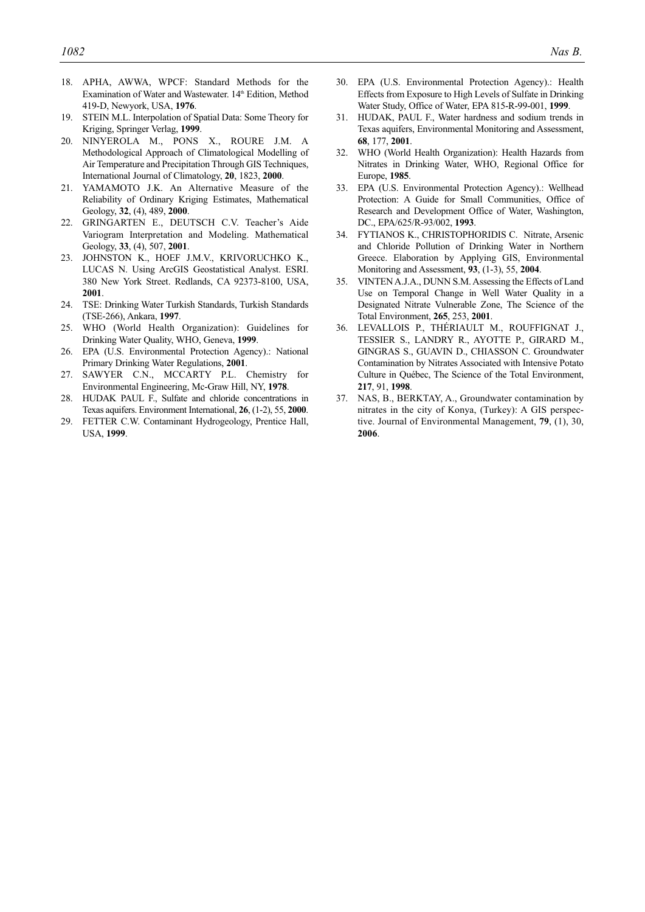18. APHA, AWWA, WPCF: Standard Methods for the Examination of Water and Wastewater. 14th Edition, Method 419-D, Newyork, USA, **1976**.
19. STEIN M.L. Interpolation of Spatial Data: Some Theory for Kriging, Springer Verlag, **1999**.
20. NINYEROLA M., PONS X., ROURE J.M. A Methodological Approach of Climatological Modelling of Air Temperature and Precipitation Through GIS Techniques, International Journal of Climatology, **20**, 1823, **2000**.
21. YAMAMOTO J.K. An Alternative Measure of the Reliability of Ordinary Kriging Estimates, Mathematical Geology, **32**, (4), 489, **2000**.
22. GRINGARTEN E., DEUTSCH C.V. Teacher's Aide Variogram Interpretation and Modeling. Mathematical Geology, **33**, (4), 507, **2001**.
23. JOHNSTON K., HOEF J.M.V., KRIVORUCHKO K., LUCAS N. Using ArcGIS Geostatistical Analyst. ESRI. 380 New York Street. Redlands, CA 92373-8100, USA, **2001**.
24. TSE: Drinking Water Turkish Standards, Turkish Standards (TSE-266), Ankara, **1997**.
25. WHO (World Health Organization): Guidelines for Drinking Water Quality, WHO, Geneva, **1999**.
26. EPA (U.S. Environmental Protection Agency).: National Primary Drinking Water Regulations, **2001**.
27. SAWYER C.N., MCCARTY P.L. Chemistry for Environmental Engineering, Mc-Graw Hill, NY, **1978**.
28. HUDAK PAUL F., Sulfate and chloride concentrations in Texas aquifers. Environment International, **26**, (1-2), 55, **2000**.
29. FETTER C.W. Contaminant Hydrogeology, Prentice Hall, USA, **1999**.
30. EPA (U.S. Environmental Protection Agency).: Health Effects from Exposure to High Levels of Sulfate in Drinking Water Study, Office of Water, EPA 815-R-99-001, **1999**.
31. HUDAK, PAUL F., Water hardness and sodium trends in Texas aquifers, Environmental Monitoring and Assessment, **68**, 177, **2001**.
32. WHO (World Health Organization): Health Hazards from Nitrates in Drinking Water, WHO, Regional Office for Europe, **1985**.
33. EPA (U.S. Environmental Protection Agency).: Wellhead Protection: A Guide for Small Communities, Office of Research and Development Office of Water, Washington, DC., EPA/625/R-93/002, **1993**.
34. FYTIANOS K., CHRISTOPHORIDIS C. Nitrate, Arsenic and Chloride Pollution of Drinking Water in Northern Greece. Elaboration by Applying GIS, Environmental Monitoring and Assessment, **93**, (1-3), 55, **2004**.
35. VINTEN A.J.A., DUNN S.M. Assessing the Effects of Land Use on Temporal Change in Well Water Quality in a Designated Nitrate Vulnerable Zone, The Science of the Total Environment, **265**, 253, **2001**.
36. LEVALLOIS P., THÉRIAULT M., ROUFFIGNAT J., TESSIER S., LANDRY R., AYOTTE P., GIRARD M., GINGRAS S., GUAVIN D., CHIASSON C. Groundwater Contamination by Nitrates Associated with Intensive Potato Culture in Québec, The Science of the Total Environment, **217**, 91, **1998**.
37. NAS, B., BERKTAY, A., Groundwater contamination by nitrates in the city of Konya, (Turkey): A GIS perspective. Journal of Environmental Management, **79**, (1), 30, **2006**.